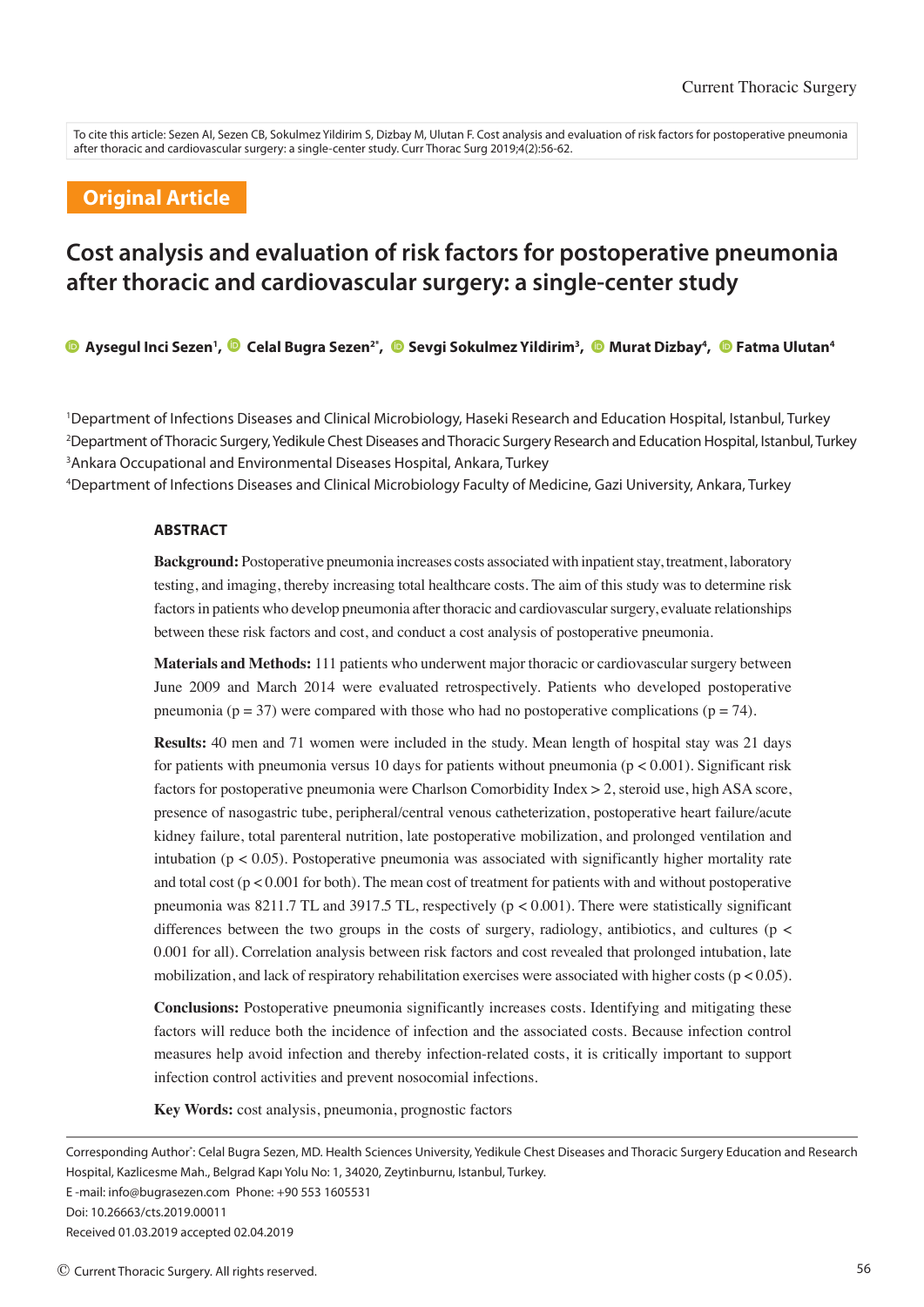To cite this article: Sezen AI, Sezen CB, Sokulmez Yildirim S, Dizbay M, Ulutan F. Cost analysis and evaluation of risk factors for postoperative pneumonia after thoracic and cardiovascular surgery: a single-center study. Curr Thorac Surg 2019;4(2):56-62.

**Original Article**

# Cost analysis and evaluation of risk factors for postoperative pneumonia after thoracic and cardiovascular surgery: a single-center study

**Aysegul Inci Sezen[1], Celal Bugra Sezen[2*], Sevgi Sokulmez Yildirim[3], Murat Dizbay[4], Fatma Ulutan[4]**

[1]Department of Infections Diseases and Clinical Microbiology, Haseki Research and Education Hospital, Istanbul, Turkey
[2]Department of Thoracic Surgery, Yedikule Chest Diseases and Thoracic Surgery Research and Education Hospital, Istanbul, Turkey
[3]Ankara Occupational and Environmental Diseases Hospital, Ankara, Turkey
[4]Department of Infections Diseases and Clinical Microbiology Faculty of Medicine, Gazi University, Ankara, Turkey

## ABSTRACT

**Background:** Postoperative pneumonia increases costs associated with inpatient stay, treatment, laboratory testing, and imaging, thereby increasing total healthcare costs. The aim of this study was to determine risk factors in patients who develop pneumonia after thoracic and cardiovascular surgery, evaluate relationships between these risk factors and cost, and conduct a cost analysis of postoperative pneumonia.

**Materials and Methods:** 111 patients who underwent major thoracic or cardiovascular surgery between June 2009 and March 2014 were evaluated retrospectively. Patients who developed postoperative pneumonia (p = 37) were compared with those who had no postoperative complications (p = 74).

**Results:** 40 men and 71 women were included in the study. Mean length of hospital stay was 21 days for patients with pneumonia versus 10 days for patients without pneumonia ($p < 0.001$). Significant risk factors for postoperative pneumonia were Charlson Comorbidity Index > 2, steroid use, high ASA score, presence of nasogastric tube, peripheral/central venous catheterization, postoperative heart failure/acute kidney failure, total parenteral nutrition, late postoperative mobilization, and prolonged ventilation and intubation ($p < 0.05$). Postoperative pneumonia was associated with significantly higher mortality rate and total cost ($p < 0.001$ for both). The mean cost of treatment for patients with and without postoperative pneumonia was 8211.7 TL and 3917.5 TL, respectively ($p < 0.001$). There were statistically significant differences between the two groups in the costs of surgery, radiology, antibiotics, and cultures ($p < 0.001$ for all). Correlation analysis between risk factors and cost revealed that prolonged intubation, late mobilization, and lack of respiratory rehabilitation exercises were associated with higher costs ($p < 0.05$).

**Conclusions:** Postoperative pneumonia significantly increases costs. Identifying and mitigating these factors will reduce both the incidence of infection and the associated costs. Because infection control measures help avoid infection and thereby infection-related costs, it is critically important to support infection control activities and prevent nosocomial infections.

**Key Words:** cost analysis, pneumonia, prognostic factors

---

Corresponding Author*: Celal Bugra Sezen, MD. Health Sciences University, Yedikule Chest Diseases and Thoracic Surgery Education and Research Hospital, Kazlicesme Mah., Belgrad Kapı Yolu No: 1, 34020, Zeytinburnu, Istanbul, Turkey.
E -mail: info@bugrasezen.com Phone: +90 553 1605531
Doi: 10.26663/cts.2019.00011
Received 01.03.2019 accepted 02.04.2019

© Current Thoracic Surgery. All rights reserved.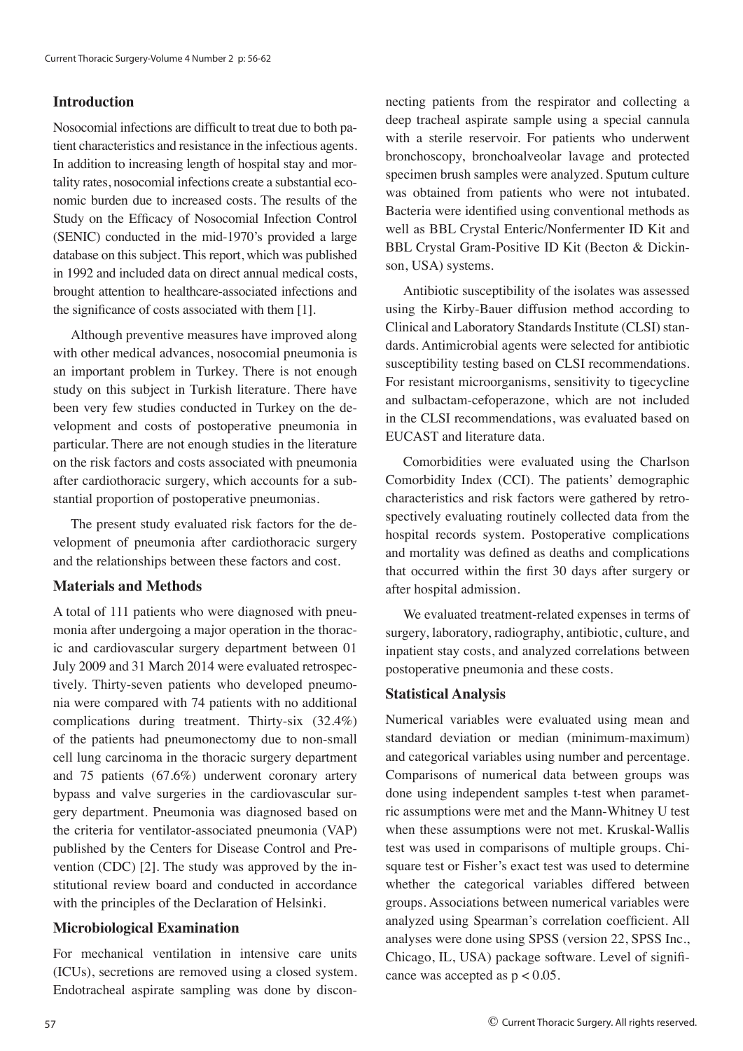## Introduction

Nosocomial infections are difficult to treat due to both patient characteristics and resistance in the infectious agents. In addition to increasing length of hospital stay and mortality rates, nosocomial infections create a substantial economic burden due to increased costs. The results of the Study on the Efficacy of Nosocomial Infection Control (SENIC) conducted in the mid-1970's provided a large database on this subject. This report, which was published in 1992 and included data on direct annual medical costs, brought attention to healthcare-associated infections and the significance of costs associated with them [1].

Although preventive measures have improved along with other medical advances, nosocomial pneumonia is an important problem in Turkey. There is not enough study on this subject in Turkish literature. There have been very few studies conducted in Turkey on the development and costs of postoperative pneumonia in particular. There are not enough studies in the literature on the risk factors and costs associated with pneumonia after cardiothoracic surgery, which accounts for a substantial proportion of postoperative pneumonias.

The present study evaluated risk factors for the development of pneumonia after cardiothoracic surgery and the relationships between these factors and cost.

## Materials and Methods

A total of 111 patients who were diagnosed with pneumonia after undergoing a major operation in the thoracic and cardiovascular surgery department between 01 July 2009 and 31 March 2014 were evaluated retrospectively. Thirty-seven patients who developed pneumonia were compared with 74 patients with no additional complications during treatment. Thirty-six (32.4%) of the patients had pneumonectomy due to non-small cell lung carcinoma in the thoracic surgery department and 75 patients (67.6%) underwent coronary artery bypass and valve surgeries in the cardiovascular surgery department. Pneumonia was diagnosed based on the criteria for ventilator-associated pneumonia (VAP) published by the Centers for Disease Control and Prevention (CDC) [2]. The study was approved by the institutional review board and conducted in accordance with the principles of the Declaration of Helsinki.

## Microbiological Examination

For mechanical ventilation in intensive care units (ICUs), secretions are removed using a closed system. Endotracheal aspirate sampling was done by disconnecting patients from the respirator and collecting a deep tracheal aspirate sample using a special cannula with a sterile reservoir. For patients who underwent bronchoscopy, bronchoalveolar lavage and protected specimen brush samples were analyzed. Sputum culture was obtained from patients who were not intubated. Bacteria were identified using conventional methods as well as BBL Crystal Enteric/Nonfermenter ID Kit and BBL Crystal Gram-Positive ID Kit (Becton & Dickinson, USA) systems.

Antibiotic susceptibility of the isolates was assessed using the Kirby-Bauer diffusion method according to Clinical and Laboratory Standards Institute (CLSI) standards. Antimicrobial agents were selected for antibiotic susceptibility testing based on CLSI recommendations. For resistant microorganisms, sensitivity to tigecycline and sulbactam-cefoperazone, which are not included in the CLSI recommendations, was evaluated based on EUCAST and literature data.

Comorbidities were evaluated using the Charlson Comorbidity Index (CCI). The patients' demographic characteristics and risk factors were gathered by retrospectively evaluating routinely collected data from the hospital records system. Postoperative complications and mortality was defined as deaths and complications that occurred within the first 30 days after surgery or after hospital admission.

We evaluated treatment-related expenses in terms of surgery, laboratory, radiography, antibiotic, culture, and inpatient stay costs, and analyzed correlations between postoperative pneumonia and these costs.

## Statistical Analysis

Numerical variables were evaluated using mean and standard deviation or median (minimum-maximum) and categorical variables using number and percentage. Comparisons of numerical data between groups was done using independent samples t-test when parametric assumptions were met and the Mann-Whitney U test when these assumptions were not met. Kruskal-Wallis test was used in comparisons of multiple groups. Chi-square test or Fisher's exact test was used to determine whether the categorical variables differed between groups. Associations between numerical variables were analyzed using Spearman's correlation coefficient. All analyses were done using SPSS (version 22, SPSS Inc., Chicago, IL, USA) package software. Level of significance was accepted as $p < 0.05$.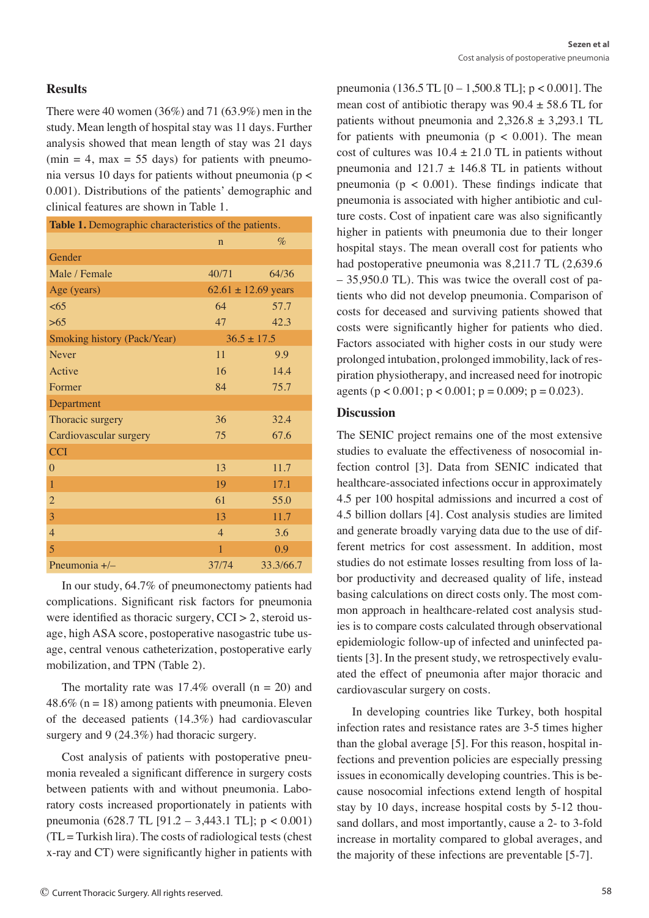## Results

There were 40 women (36%) and 71 (63.9%) men in the study. Mean length of hospital stay was 11 days. Further analysis showed that mean length of stay was 21 days (min = 4, max = 55 days) for patients with pneumonia versus 10 days for patients without pneumonia ($p < 0.001$). Distributions of the patients' demographic and clinical features are shown in Table 1.

**Table 1.** Demographic characteristics of the patients.

| | n | % |
|---|---|---|
| Gender | | |
| Male / Female | 40/71 | 64/36 |
| Age (years) | 62.61 ± 12.69 years | |
| <65 | 64 | 57.7 |
| >65 | 47 | 42.3 |
| Smoking history (Pack/Year) | 36.5 ± 17.5 | |
| Never | 11 | 9.9 |
| Active | 16 | 14.4 |
| Former | 84 | 75.7 |
| Department | | |
| Thoracic surgery | 36 | 32.4 |
| Cardiovascular surgery | 75 | 67.6 |
| CCI | | |
| 0 | 13 | 11.7 |
| 1 | 19 | 17.1 |
| 2 | 61 | 55.0 |
| 3 | 13 | 11.7 |
| 4 | 4 | 3.6 |
| 5 | 1 | 0.9 |
| Pneumonia +/– | 37/74 | 33.3/66.7 |

In our study, 64.7% of pneumonectomy patients had complications. Significant risk factors for pneumonia were identified as thoracic surgery, CCI > 2, steroid usage, high ASA score, postoperative nasogastric tube usage, central venous catheterization, postoperative early mobilization, and TPN (Table 2).

The mortality rate was 17.4% overall (n = 20) and 48.6% (n = 18) among patients with pneumonia. Eleven of the deceased patients (14.3%) had cardiovascular surgery and 9 (24.3%) had thoracic surgery.

Cost analysis of patients with postoperative pneumonia revealed a significant difference in surgery costs between patients with and without pneumonia. Laboratory costs increased proportionately in patients with pneumonia (628.7 TL [91.2 – 3,443.1 TL]; $p < 0.001$) (TL = Turkish lira). The costs of radiological tests (chest x-ray and CT) were significantly higher in patients with pneumonia (136.5 TL [0 – 1,500.8 TL]; $p < 0.001$]. The mean cost of antibiotic therapy was 90.4 ± 58.6 TL for patients without pneumonia and 2,326.8 ± 3,293.1 TL for patients with pneumonia ($p < 0.001$). The mean cost of cultures was 10.4 ± 21.0 TL in patients without pneumonia and 121.7 ± 146.8 TL in patients without pneumonia ($p < 0.001$). These findings indicate that pneumonia is associated with higher antibiotic and culture costs. Cost of inpatient care was also significantly higher in patients with pneumonia due to their longer hospital stays. The mean overall cost for patients who had postoperative pneumonia was 8,211.7 TL (2,639.6 – 35,950.0 TL). This was twice the overall cost of patients who did not develop pneumonia. Comparison of costs for deceased and surviving patients showed that costs were significantly higher for patients who died. Factors associated with higher costs in our study were prolonged intubation, prolonged immobility, lack of respiration physiotherapy, and increased need for inotropic agents ($p < 0.001$; $p < 0.001$; $p = 0.009$; $p = 0.023$).

## Discussion

The SENIC project remains one of the most extensive studies to evaluate the effectiveness of nosocomial infection control [3]. Data from SENIC indicated that healthcare-associated infections occur in approximately 4.5 per 100 hospital admissions and incurred a cost of 4.5 billion dollars [4]. Cost analysis studies are limited and generate broadly varying data due to the use of different metrics for cost assessment. In addition, most studies do not estimate losses resulting from loss of labor productivity and decreased quality of life, instead basing calculations on direct costs only. The most common approach in healthcare-related cost analysis studies is to compare costs calculated through observational epidemiologic follow-up of infected and uninfected patients [3]. In the present study, we retrospectively evaluated the effect of pneumonia after major thoracic and cardiovascular surgery on costs.

In developing countries like Turkey, both hospital infection rates and resistance rates are 3-5 times higher than the global average [5]. For this reason, hospital infections and prevention policies are especially pressing issues in economically developing countries. This is because nosocomial infections extend length of hospital stay by 10 days, increase hospital costs by 5-12 thousand dollars, and most importantly, cause a 2- to 3-fold increase in mortality compared to global averages, and the majority of these infections are preventable [5-7].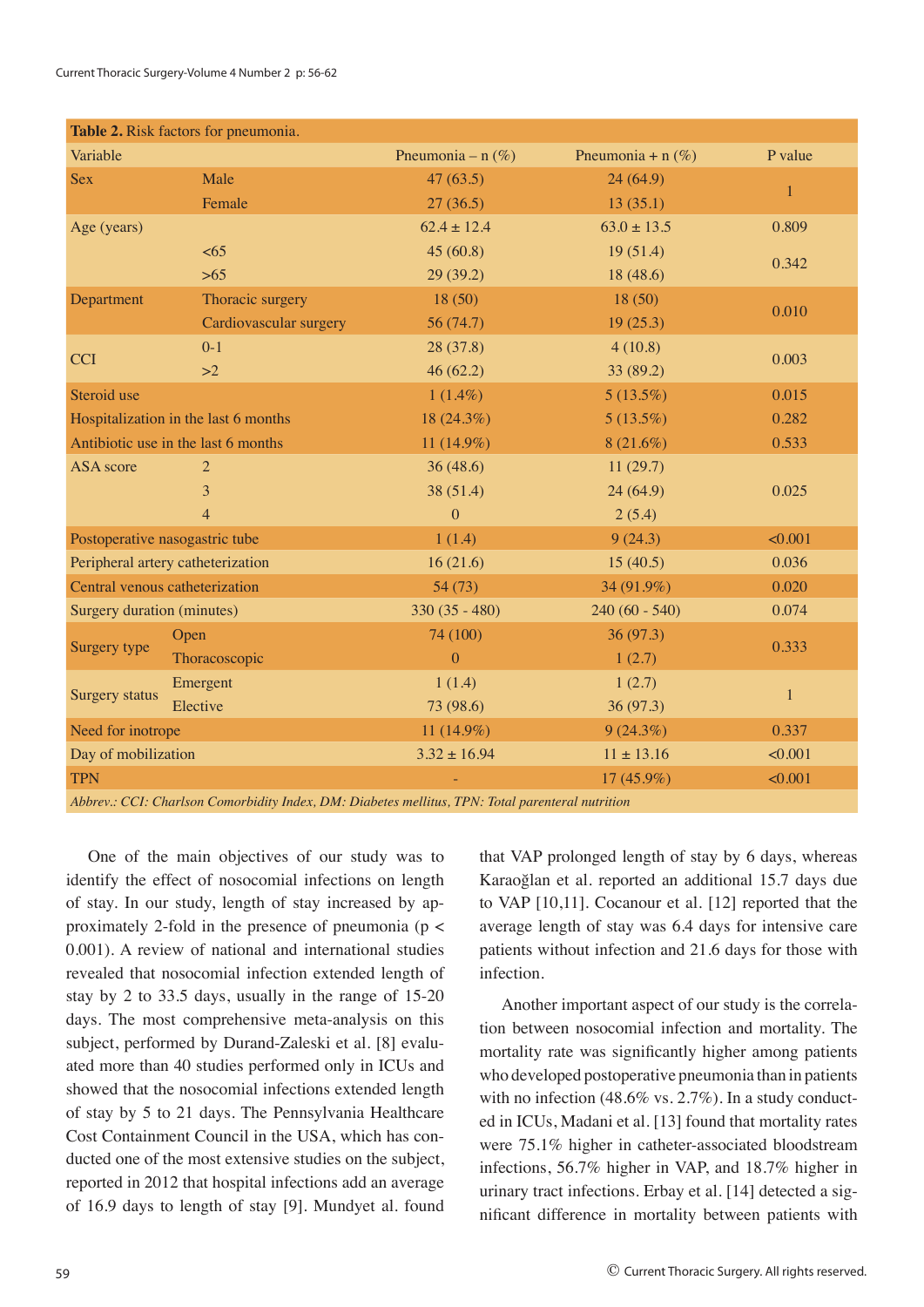**Table 2.** Risk factors for pneumonia.

| Variable | | Pneumonia – n (%) | Pneumonia + n (%) | P value |
|---|---|---|---|---|
| Sex | Male | 47 (63.5) | 24 (64.9) | 1 |
| | Female | 27 (36.5) | 13 (35.1) | |
| Age (years) | | 62.4 ± 12.4 | 63.0 ± 13.5 | 0.809 |
| | <65 | 45 (60.8) | 19 (51.4) | 0.342 |
| | >65 | 29 (39.2) | 18 (48.6) | |
| Department | Thoracic surgery | 18 (50) | 18 (50) | 0.010 |
| | Cardiovascular surgery | 56 (74.7) | 19 (25.3) | |
| CCI | 0-1 | 28 (37.8) | 4 (10.8) | 0.003 |
| | >2 | 46 (62.2) | 33 (89.2) | |
| Steroid use | | 1 (1.4%) | 5 (13.5%) | 0.015 |
| Hospitalization in the last 6 months | | 18 (24.3%) | 5 (13.5%) | 0.282 |
| Antibiotic use in the last 6 months | | 11 (14.9%) | 8 (21.6%) | 0.533 |
| ASA score | 2 | 36 (48.6) | 11 (29.7) | 0.025 |
| | 3 | 38 (51.4) | 24 (64.9) | |
| | 4 | 0 | 2 (5.4) | |
| Postoperative nasogastric tube | | 1 (1.4) | 9 (24.3) | <0.001 |
| Peripheral artery catheterization | | 16 (21.6) | 15 (40.5) | 0.036 |
| Central venous catheterization | | 54 (73) | 34 (91.9%) | 0.020 |
| Surgery duration (minutes) | | 330 (35 - 480) | 240 (60 - 540) | 0.074 |
| Surgery type | Open | 74 (100) | 36 (97.3) | 0.333 |
| | Thoracoscopic | 0 | 1 (2.7) | |
| Surgery status | Emergent | 1 (1.4) | 1 (2.7) | 1 |
| | Elective | 73 (98.6) | 36 (97.3) | |
| Need for inotrope | | 11 (14.9%) | 9 (24.3%) | 0.337 |
| Day of mobilization | | 3.32 ± 16.94 | 11 ± 13.16 | <0.001 |
| TPN | | - | 17 (45.9%) | <0.001 |

*Abbrev.: CCI: Charlson Comorbidity Index, DM: Diabetes mellitus, TPN: Total parenteral nutrition*

One of the main objectives of our study was to identify the effect of nosocomial infections on length of stay. In our study, length of stay increased by approximately 2-fold in the presence of pneumonia ($p < 0.001$). A review of national and international studies revealed that nosocomial infection extended length of stay by 2 to 33.5 days, usually in the range of 15-20 days. The most comprehensive meta-analysis on this subject, performed by Durand-Zaleski et al. [8] evaluated more than 40 studies performed only in ICUs and showed that the nosocomial infections extended length of stay by 5 to 21 days. The Pennsylvania Healthcare Cost Containment Council in the USA, which has conducted one of the most extensive studies on the subject, reported in 2012 that hospital infections add an average of 16.9 days to length of stay [9]. Mundyet al. found that VAP prolonged length of stay by 6 days, whereas Karaoğlan et al. reported an additional 15.7 days due to VAP [10,11]. Cocanour et al. [12] reported that the average length of stay was 6.4 days for intensive care patients without infection and 21.6 days for those with infection.

Another important aspect of our study is the correlation between nosocomial infection and mortality. The mortality rate was significantly higher among patients who developed postoperative pneumonia than in patients with no infection (48.6% vs. 2.7%). In a study conducted in ICUs, Madani et al. [13] found that mortality rates were 75.1% higher in catheter-associated bloodstream infections, 56.7% higher in VAP, and 18.7% higher in urinary tract infections. Erbay et al. [14] detected a significant difference in mortality between patients with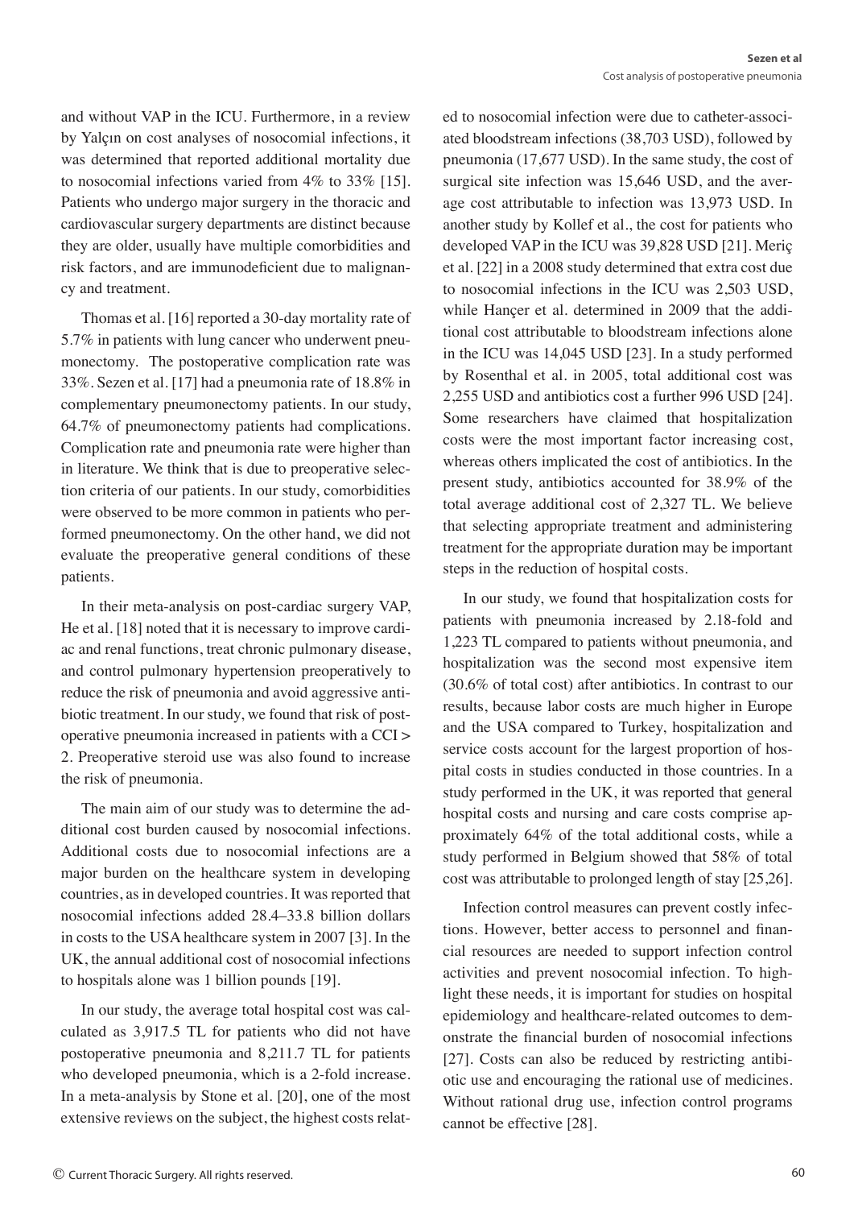and without VAP in the ICU. Furthermore, in a review by Yalçın on cost analyses of nosocomial infections, it was determined that reported additional mortality due to nosocomial infections varied from 4% to 33% [15]. Patients who undergo major surgery in the thoracic and cardiovascular surgery departments are distinct because they are older, usually have multiple comorbidities and risk factors, and are immunodeficient due to malignancy and treatment.

Thomas et al. [16] reported a 30-day mortality rate of 5.7% in patients with lung cancer who underwent pneumonectomy. The postoperative complication rate was 33%. Sezen et al. [17] had a pneumonia rate of 18.8% in complementary pneumonectomy patients. In our study, 64.7% of pneumonectomy patients had complications. Complication rate and pneumonia rate were higher than in literature. We think that is due to preoperative selection criteria of our patients. In our study, comorbidities were observed to be more common in patients who performed pneumonectomy. On the other hand, we did not evaluate the preoperative general conditions of these patients.

In their meta-analysis on post-cardiac surgery VAP, He et al. [18] noted that it is necessary to improve cardiac and renal functions, treat chronic pulmonary disease, and control pulmonary hypertension preoperatively to reduce the risk of pneumonia and avoid aggressive antibiotic treatment. In our study, we found that risk of postoperative pneumonia increased in patients with a CCI > 2. Preoperative steroid use was also found to increase the risk of pneumonia.

The main aim of our study was to determine the additional cost burden caused by nosocomial infections. Additional costs due to nosocomial infections are a major burden on the healthcare system in developing countries, as in developed countries. It was reported that nosocomial infections added 28.4–33.8 billion dollars in costs to the USA healthcare system in 2007 [3]. In the UK, the annual additional cost of nosocomial infections to hospitals alone was 1 billion pounds [19].

In our study, the average total hospital cost was calculated as 3,917.5 TL for patients who did not have postoperative pneumonia and 8,211.7 TL for patients who developed pneumonia, which is a 2-fold increase. In a meta-analysis by Stone et al. [20], one of the most extensive reviews on the subject, the highest costs related to nosocomial infection were due to catheter-associated bloodstream infections (38,703 USD), followed by pneumonia (17,677 USD). In the same study, the cost of surgical site infection was 15,646 USD, and the average cost attributable to infection was 13,973 USD. In another study by Kollef et al., the cost for patients who developed VAP in the ICU was 39,828 USD [21]. Meriç et al. [22] in a 2008 study determined that extra cost due to nosocomial infections in the ICU was 2,503 USD, while Hançer et al. determined in 2009 that the additional cost attributable to bloodstream infections alone in the ICU was 14,045 USD [23]. In a study performed by Rosenthal et al. in 2005, total additional cost was 2,255 USD and antibiotics cost a further 996 USD [24]. Some researchers have claimed that hospitalization costs were the most important factor increasing cost, whereas others implicated the cost of antibiotics. In the present study, antibiotics accounted for 38.9% of the total average additional cost of 2,327 TL. We believe that selecting appropriate treatment and administering treatment for the appropriate duration may be important steps in the reduction of hospital costs.

In our study, we found that hospitalization costs for patients with pneumonia increased by 2.18-fold and 1,223 TL compared to patients without pneumonia, and hospitalization was the second most expensive item (30.6% of total cost) after antibiotics. In contrast to our results, because labor costs are much higher in Europe and the USA compared to Turkey, hospitalization and service costs account for the largest proportion of hospital costs in studies conducted in those countries. In a study performed in the UK, it was reported that general hospital costs and nursing and care costs comprise approximately 64% of the total additional costs, while a study performed in Belgium showed that 58% of total cost was attributable to prolonged length of stay [25,26].

Infection control measures can prevent costly infections. However, better access to personnel and financial resources are needed to support infection control activities and prevent nosocomial infection. To highlight these needs, it is important for studies on hospital epidemiology and healthcare-related outcomes to demonstrate the financial burden of nosocomial infections [27]. Costs can also be reduced by restricting antibiotic use and encouraging the rational use of medicines. Without rational drug use, infection control programs cannot be effective [28].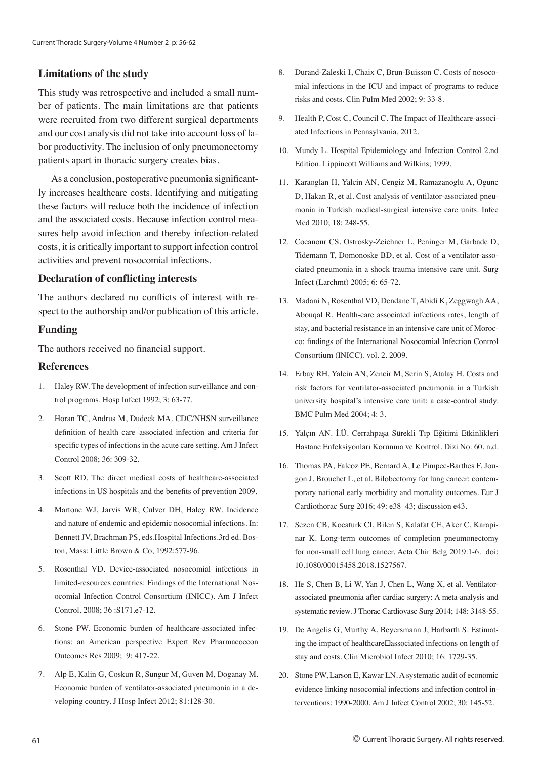## Limitations of the study

This study was retrospective and included a small number of patients. The main limitations are that patients were recruited from two different surgical departments and our cost analysis did not take into account loss of labor productivity. The inclusion of only pneumonectomy patients apart in thoracic surgery creates bias.

As a conclusion, postoperative pneumonia significantly increases healthcare costs. Identifying and mitigating these factors will reduce both the incidence of infection and the associated costs. Because infection control measures help avoid infection and thereby infection-related costs, it is critically important to support infection control activities and prevent nosocomial infections.

## Declaration of conflicting interests

The authors declared no conflicts of interest with respect to the authorship and/or publication of this article.

## Funding

The authors received no financial support.

## References

1. Haley RW. The development of infection surveillance and control programs. Hosp Infect 1992; 3: 63-77.
2. Horan TC, Andrus M, Dudeck MA. CDC/NHSN surveillance definition of health care–associated infection and criteria for specific types of infections in the acute care setting. Am J Infect Control 2008; 36: 309-32.
3. Scott RD. The direct medical costs of healthcare-associated infections in US hospitals and the benefits of prevention 2009.
4. Martone WJ, Jarvis WR, Culver DH, Haley RW. Incidence and nature of endemic and epidemic nosocomial infections. In: Bennett JV, Brachman PS, eds.Hospital Infections.3rd ed. Boston, Mass: Little Brown & Co; 1992:577-96.
5. Rosenthal VD. Device-associated nosocomial infections in limited-resources countries: Findings of the International Nosocomial Infection Control Consortium (INICC). Am J Infect Control. 2008; 36 :S171.e7-12.
6. Stone PW. Economic burden of healthcare-associated infections: an American perspective Expert Rev Pharmacoecon Outcomes Res 2009; 9: 417-22.
7. Alp E, Kalin G, Coskun R, Sungur M, Guven M, Doganay M. Economic burden of ventilator-associated pneumonia in a developing country. J Hosp Infect 2012; 81:128-30.
8. Durand-Zaleski I, Chaix C, Brun-Buisson C. Costs of nosocomial infections in the ICU and impact of programs to reduce risks and costs. Clin Pulm Med 2002; 9: 33-8.
9. Health P, Cost C, Council C. The Impact of Healthcare-associated Infections in Pennsylvania. 2012.
10. Mundy L. Hospital Epidemiology and Infection Control 2.nd Edition. Lippincott Williams and Wilkins; 1999.
11. Karaoglan H, Yalcin AN, Cengiz M, Ramazanoglu A, Ogunc D, Hakan R, et al. Cost analysis of ventilator-associated pneumonia in Turkish medical-surgical intensive care units. Infec Med 2010; 18: 248-55.
12. Cocanour CS, Ostrosky-Zeichner L, Peninger M, Garbade D, Tidemann T, Domonoske BD, et al. Cost of a ventilator-associated pneumonia in a shock trauma intensive care unit. Surg Infect (Larchmt) 2005; 6: 65-72.
13. Madani N, Rosenthal VD, Dendane T, Abidi K, Zeggwagh AA, Abouqal R. Health-care associated infections rates, length of stay, and bacterial resistance in an intensive care unit of Morocco: findings of the International Nosocomial Infection Control Consortium (INICC). vol. 2. 2009.
14. Erbay RH, Yalcin AN, Zencir M, Serin S, Atalay H. Costs and risk factors for ventilator-associated pneumonia in a Turkish university hospital's intensive care unit: a case-control study. BMC Pulm Med 2004; 4: 3.
15. Yalçın AN. İ.Ü. Cerrahpaşa Sürekli Tıp Eğitimi Etkinlikleri Hastane Enfeksiyonları Korunma ve Kontrol. Dizi No: 60. n.d.
16. Thomas PA, Falcoz PE, Bernard A, Le Pimpec-Barthes F, Jougon J, Brouchet L, et al. Bilobectomy for lung cancer: contemporary national early morbidity and mortality outcomes. Eur J Cardiothorac Surg 2016; 49: e38–43; discussion e43.
17. Sezen CB, Kocaturk CI, Bilen S, Kalafat CE, Aker C, Karapinar K. Long-term outcomes of completion pneumonectomy for non-small cell lung cancer. Acta Chir Belg 2019:1-6. doi: 10.1080/00015458.2018.1527567.
18. He S, Chen B, Li W, Yan J, Chen L, Wang X, et al. Ventilator-associated pneumonia after cardiac surgery: A meta-analysis and systematic review. J Thorac Cardiovasc Surg 2014; 148: 3148-55.
19. De Angelis G, Murthy A, Beyersmann J, Harbarth S. Estimating the impact of healthcare□associated infections on length of stay and costs. Clin Microbiol Infect 2010; 16: 1729-35.
20. Stone PW, Larson E, Kawar LN. A systematic audit of economic evidence linking nosocomial infections and infection control interventions: 1990-2000. Am J Infect Control 2002; 30: 145-52.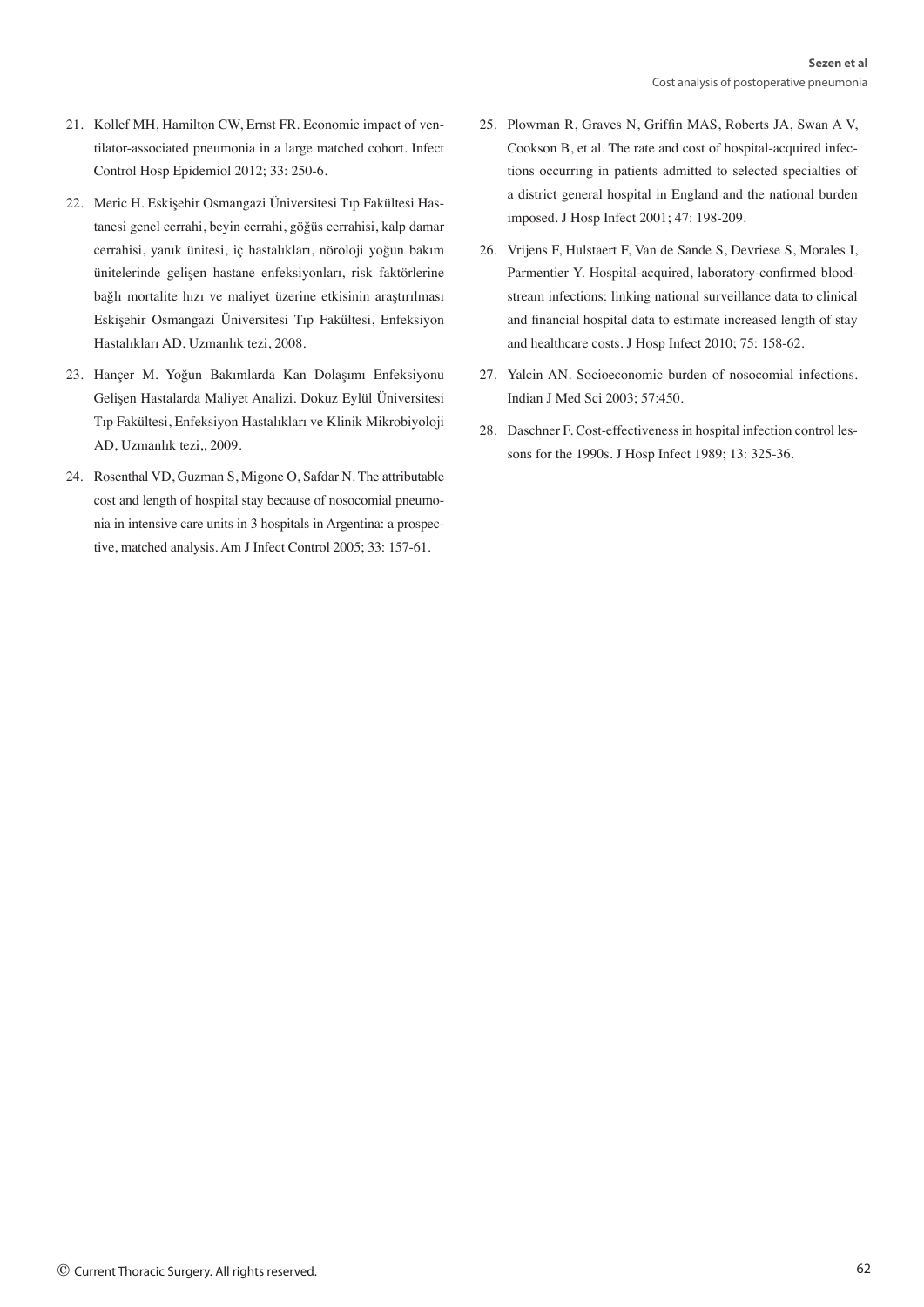21. Kollef MH, Hamilton CW, Ernst FR. Economic impact of ventilator-associated pneumonia in a large matched cohort. Infect Control Hosp Epidemiol 2012; 33: 250-6.
22. Meric H. Eskişehir Osmangazi Üniversitesi Tıp Fakültesi Hastanesi genel cerrahi, beyin cerrahi, göğüs cerrahisi, kalp damar cerrahisi, yanık ünitesi, iç hastalıkları, nöroloji yoğun bakım ünitelerinde gelişen hastane enfeksiyonları, risk faktörlerine bağlı mortalite hızı ve maliyet üzerine etkisinin araştırılması Eskişehir Osmangazi Üniversitesi Tıp Fakültesi, Enfeksiyon Hastalıkları AD, Uzmanlık tezi, 2008.
23. Hançer M. Yoğun Bakımlarda Kan Dolaşımı Enfeksiyonu Gelişen Hastalarda Maliyet Analizi. Dokuz Eylül Üniversitesi Tıp Fakültesi, Enfeksiyon Hastalıkları ve Klinik Mikrobiyoloji AD, Uzmanlık tezi,, 2009.
24. Rosenthal VD, Guzman S, Migone O, Safdar N. The attributable cost and length of hospital stay because of nosocomial pneumonia in intensive care units in 3 hospitals in Argentina: a prospective, matched analysis. Am J Infect Control 2005; 33: 157-61.
25. Plowman R, Graves N, Griffin MAS, Roberts JA, Swan A V, Cookson B, et al. The rate and cost of hospital-acquired infections occurring in patients admitted to selected specialties of a district general hospital in England and the national burden imposed. J Hosp Infect 2001; 47: 198-209.
26. Vrijens F, Hulstaert F, Van de Sande S, Devriese S, Morales I, Parmentier Y. Hospital-acquired, laboratory-confirmed bloodstream infections: linking national surveillance data to clinical and financial hospital data to estimate increased length of stay and healthcare costs. J Hosp Infect 2010; 75: 158-62.
27. Yalcin AN. Socioeconomic burden of nosocomial infections. Indian J Med Sci 2003; 57:450.
28. Daschner F. Cost-effectiveness in hospital infection control lessons for the 1990s. J Hosp Infect 1989; 13: 325-36.